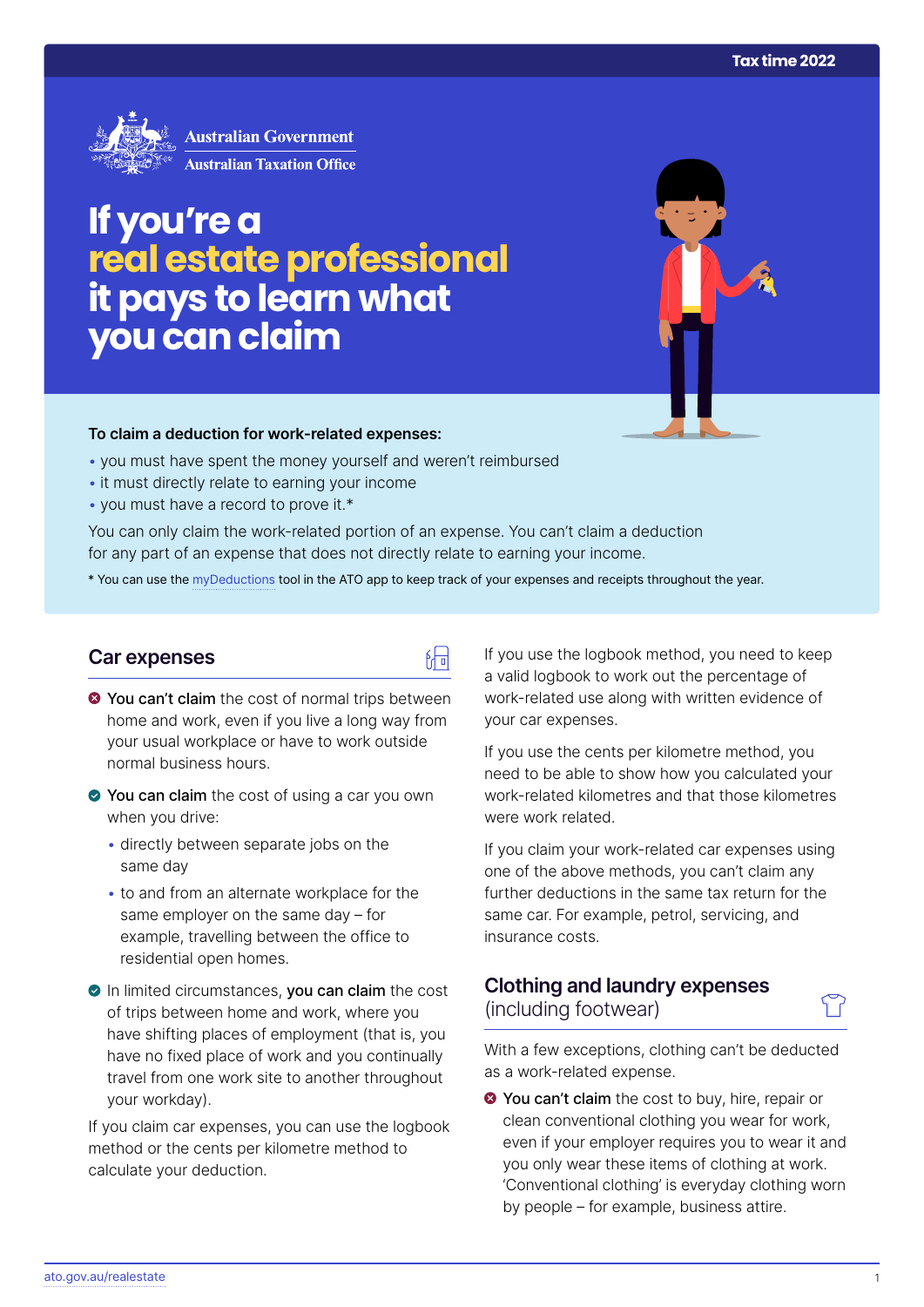Tax time 2022

Australian Government
Australian Taxation Office

# If you're a real estate professional it pays to learn what you can claim

**To claim a deduction for work-related expenses:**

- you must have spent the money yourself and weren't reimbursed
- it must directly relate to earning your income
- you must have a record to prove it.*

You can only claim the work-related portion of an expense. You can't claim a deduction for any part of an expense that does not directly relate to earning your income.

* You can use the myDeductions tool in the ATO app to keep track of your expenses and receipts throughout the year.

## Car expenses

- **You can't claim** the cost of normal trips between home and work, even if you live a long way from your usual workplace or have to work outside normal business hours.
- **You can claim** the cost of using a car you own when you drive:
  - directly between separate jobs on the same day
  - to and from an alternate workplace for the same employer on the same day – for example, travelling between the office to residential open homes.
- In limited circumstances, **you can claim** the cost of trips between home and work, where you have shifting places of employment (that is, you have no fixed place of work and you continually travel from one work site to another throughout your workday).

If you claim car expenses, you can use the logbook method or the cents per kilometre method to calculate your deduction.

If you use the logbook method, you need to keep a valid logbook to work out the percentage of work-related use along with written evidence of your car expenses.

If you use the cents per kilometre method, you need to be able to show how you calculated your work-related kilometres and that those kilometres were work related.

If you claim your work-related car expenses using one of the above methods, you can't claim any further deductions in the same tax return for the same car. For example, petrol, servicing, and insurance costs.

## Clothing and laundry expenses (including footwear)

With a few exceptions, clothing can't be deducted as a work-related expense.

- **You can't claim** the cost to buy, hire, repair or clean conventional clothing you wear for work, even if your employer requires you to wear it and you only wear these items of clothing at work. 'Conventional clothing' is everyday clothing worn by people – for example, business attire.

ato.gov.au/realestate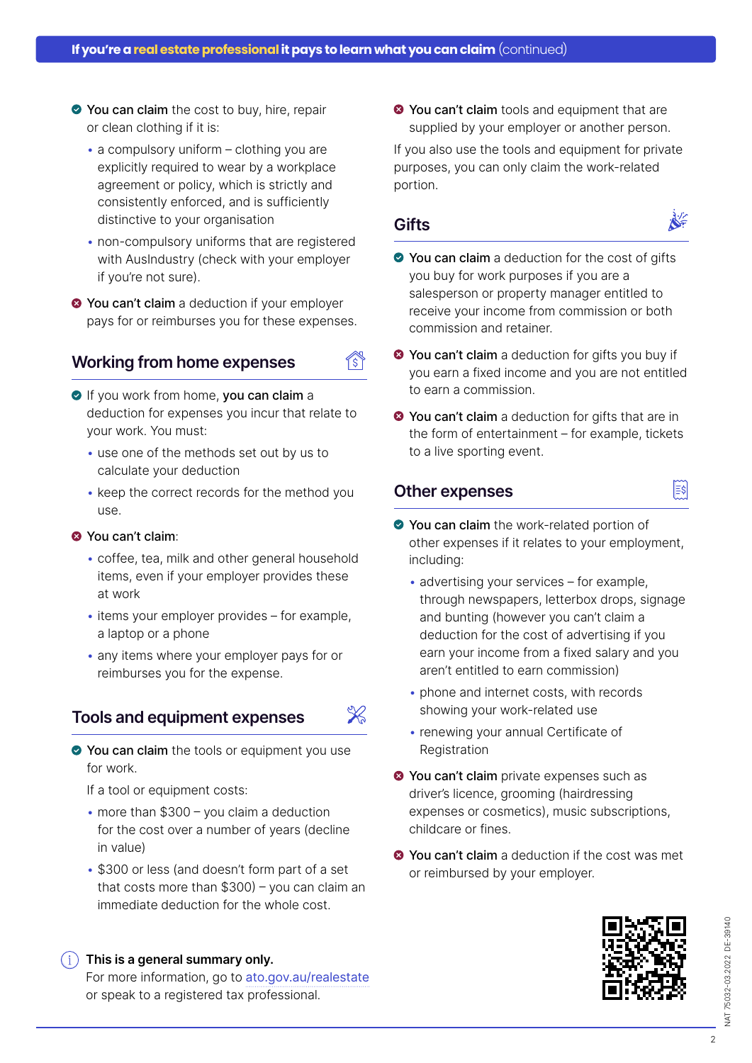**If you're a real estate professional it pays to learn what you can claim** (continued)

- **You can claim** the cost to buy, hire, repair or clean clothing if it is:
  - a compulsory uniform – clothing you are explicitly required to wear by a workplace agreement or policy, which is strictly and consistently enforced, and is sufficiently distinctive to your organisation
  - non-compulsory uniforms that are registered with AusIndustry (check with your employer if you're not sure).
- **You can't claim** a deduction if your employer pays for or reimburses you for these expenses.

## Working from home expenses

- If you work from home, **you can claim** a deduction for expenses you incur that relate to your work. You must:
  - use one of the methods set out by us to calculate your deduction
  - keep the correct records for the method you use.
- **You can't claim**:
  - coffee, tea, milk and other general household items, even if your employer provides these at work
  - items your employer provides – for example, a laptop or a phone
  - any items where your employer pays for or reimburses you for the expense.

## Tools and equipment expenses

- **You can claim** the tools or equipment you use for work.

  If a tool or equipment costs:
  - more than $300 – you claim a deduction for the cost over a number of years (decline in value)
  - $300 or less (and doesn't form part of a set that costs more than $300) – you can claim an immediate deduction for the whole cost.
- **You can't claim** tools and equipment that are supplied by your employer or another person.

If you also use the tools and equipment for private purposes, you can only claim the work-related portion.

## Gifts

- **You can claim** a deduction for the cost of gifts you buy for work purposes if you are a salesperson or property manager entitled to receive your income from commission or both commission and retainer.
- **You can't claim** a deduction for gifts you buy if you earn a fixed income and you are not entitled to earn a commission.
- **You can't claim** a deduction for gifts that are in the form of entertainment – for example, tickets to a live sporting event.

## Other expenses

- **You can claim** the work-related portion of other expenses if it relates to your employment, including:
  - advertising your services – for example, through newspapers, letterbox drops, signage and bunting (however you can't claim a deduction for the cost of advertising if you earn your income from a fixed salary and you aren't entitled to earn commission)
  - phone and internet costs, with records showing your work-related use
  - renewing your annual Certificate of Registration
- **You can't claim** private expenses such as driver's licence, grooming (hairdressing expenses or cosmetics), music subscriptions, childcare or fines.
- **You can't claim** a deduction if the cost was met or reimbursed by your employer.

**This is a general summary only.**
For more information, go to ato.gov.au/realestate or speak to a registered tax professional.

NAT 75032-03.2022 DE-39140